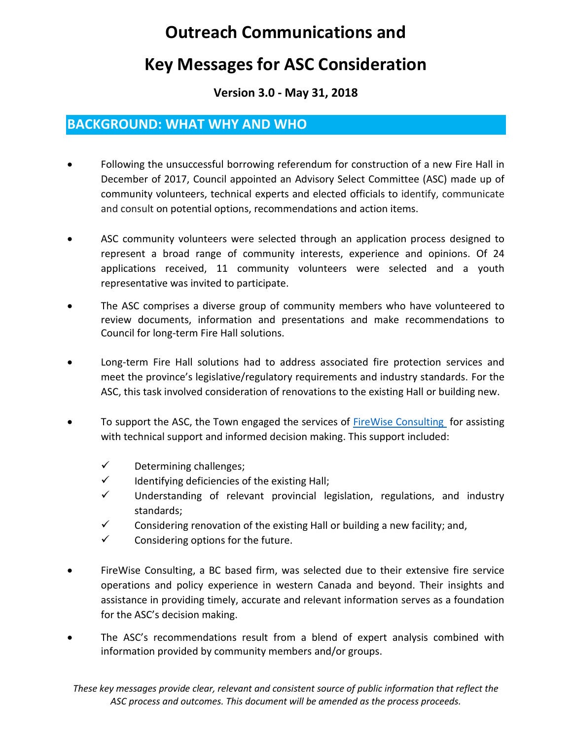# Outreach Communications and

# Key Messages for ASC Consideration

**Version 3.0 - May 31, 2018**

## BACKGROUND: WHAT WHY AND WHO

- Following the unsuccessful borrowing referendum for construction of a new Fire Hall in December of 2017, Council appointed an Advisory Select Committee (ASC) made up of community volunteers, technical experts and elected officials to identify, communicate and consult on potential options, recommendations and action items.

- ASC community volunteers were selected through an application process designed to represent a broad range of community interests, experience and opinions. Of 24 applications received, 11 community volunteers were selected and a youth representative was invited to participate.

- The ASC comprises a diverse group of community members who have volunteered to review documents, information and presentations and make recommendations to Council for long-term Fire Hall solutions.

- Long-term Fire Hall solutions had to address associated fire protection services and meet the province's legislative/regulatory requirements and industry standards. For the ASC, this task involved consideration of renovations to the existing Hall or building new.

- To support the ASC, the Town engaged the services of FireWise Consulting for assisting with technical support and informed decision making. This support included:

  - ✓ Determining challenges;
  - ✓ Identifying deficiencies of the existing Hall;
  - ✓ Understanding of relevant provincial legislation, regulations, and industry standards;
  - ✓ Considering renovation of the existing Hall or building a new facility; and,
  - ✓ Considering options for the future.

- FireWise Consulting, a BC based firm, was selected due to their extensive fire service operations and policy experience in western Canada and beyond. Their insights and assistance in providing timely, accurate and relevant information serves as a foundation for the ASC's decision making.

- The ASC's recommendations result from a blend of expert analysis combined with information provided by community members and/or groups.

*These key messages provide clear, relevant and consistent source of public information that reflect the ASC process and outcomes. This document will be amended as the process proceeds.*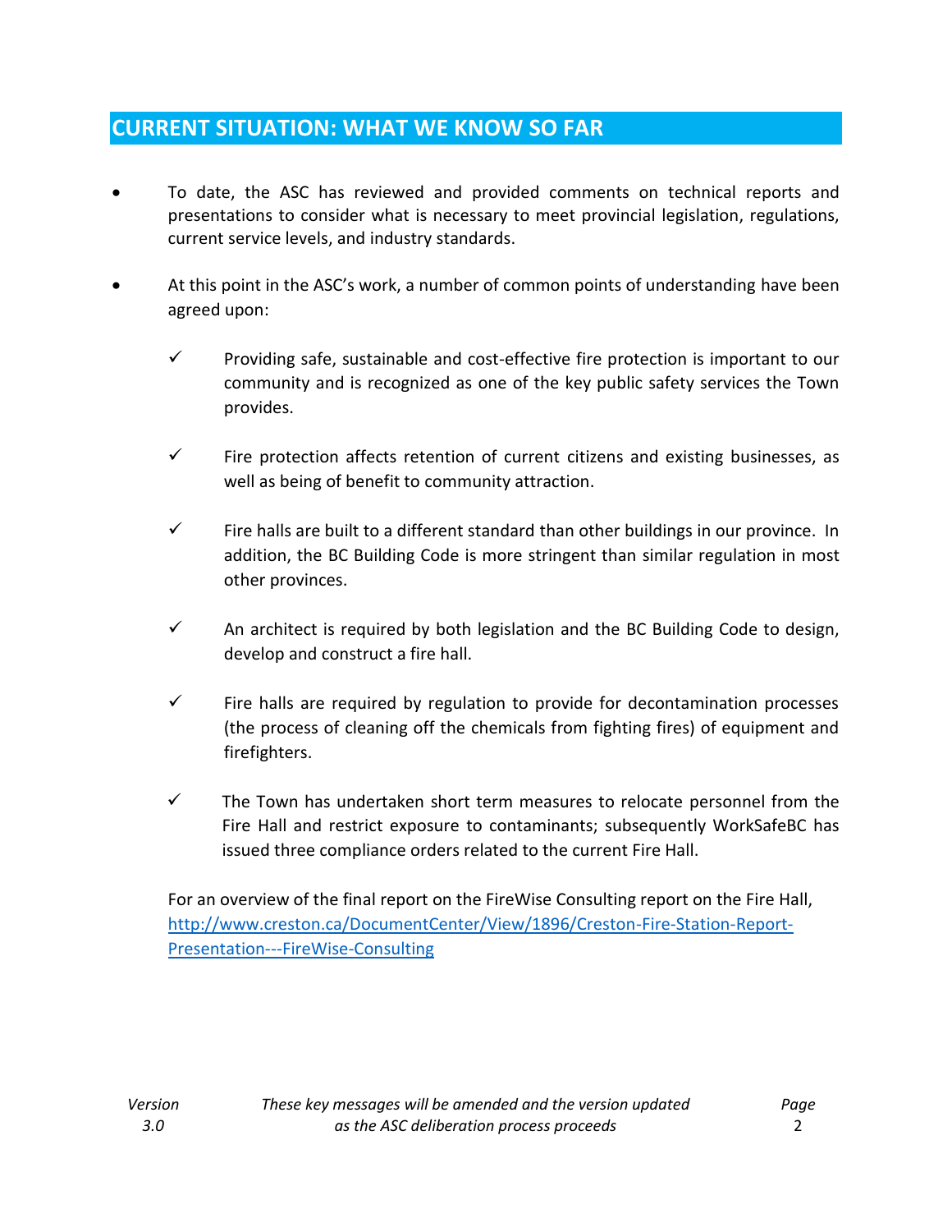## CURRENT SITUATION: WHAT WE KNOW SO FAR

- To date, the ASC has reviewed and provided comments on technical reports and presentations to consider what is necessary to meet provincial legislation, regulations, current service levels, and industry standards.

- At this point in the ASC's work, a number of common points of understanding have been agreed upon:

  - ✓ Providing safe, sustainable and cost-effective fire protection is important to our community and is recognized as one of the key public safety services the Town provides.

  - ✓ Fire protection affects retention of current citizens and existing businesses, as well as being of benefit to community attraction.

  - ✓ Fire halls are built to a different standard than other buildings in our province. In addition, the BC Building Code is more stringent than similar regulation in most other provinces.

  - ✓ An architect is required by both legislation and the BC Building Code to design, develop and construct a fire hall.

  - ✓ Fire halls are required by regulation to provide for decontamination processes (the process of cleaning off the chemicals from fighting fires) of equipment and firefighters.

  - ✓ The Town has undertaken short term measures to relocate personnel from the Fire Hall and restrict exposure to contaminants; subsequently WorkSafeBC has issued three compliance orders related to the current Fire Hall.

For an overview of the final report on the FireWise Consulting report on the Fire Hall, [http://www.creston.ca/DocumentCenter/View/1896/Creston-Fire-Station-Report-Presentation---FireWise-Consulting](http://www.creston.ca/DocumentCenter/View/1896/Creston-Fire-Station-Report-Presentation---FireWise-Consulting)

*Version 3.0* — *These key messages will be amended and the version updated as the ASC deliberation process proceeds*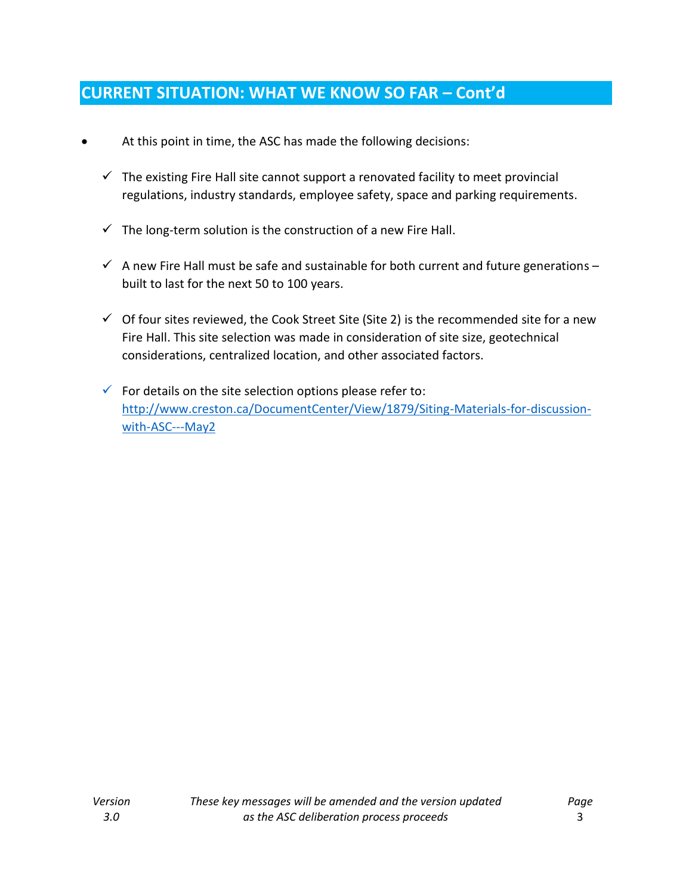## CURRENT SITUATION: WHAT WE KNOW SO FAR – Cont'd

- At this point in time, the ASC has made the following decisions:
  - ✓ The existing Fire Hall site cannot support a renovated facility to meet provincial regulations, industry standards, employee safety, space and parking requirements.
  - ✓ The long-term solution is the construction of a new Fire Hall.
  - ✓ A new Fire Hall must be safe and sustainable for both current and future generations – built to last for the next 50 to 100 years.
  - ✓ Of four sites reviewed, the Cook Street Site (Site 2) is the recommended site for a new Fire Hall. This site selection was made in consideration of site size, geotechnical considerations, centralized location, and other associated factors.
  - ✓ For details on the site selection options please refer to: [http://www.creston.ca/DocumentCenter/View/1879/Siting-Materials-for-discussion-with-ASC---May2](http://www.creston.ca/DocumentCenter/View/1879/Siting-Materials-for-discussion-with-ASC---May2)

*Version 3.0* — *These key messages will be amended and the version updated as the ASC deliberation process proceeds*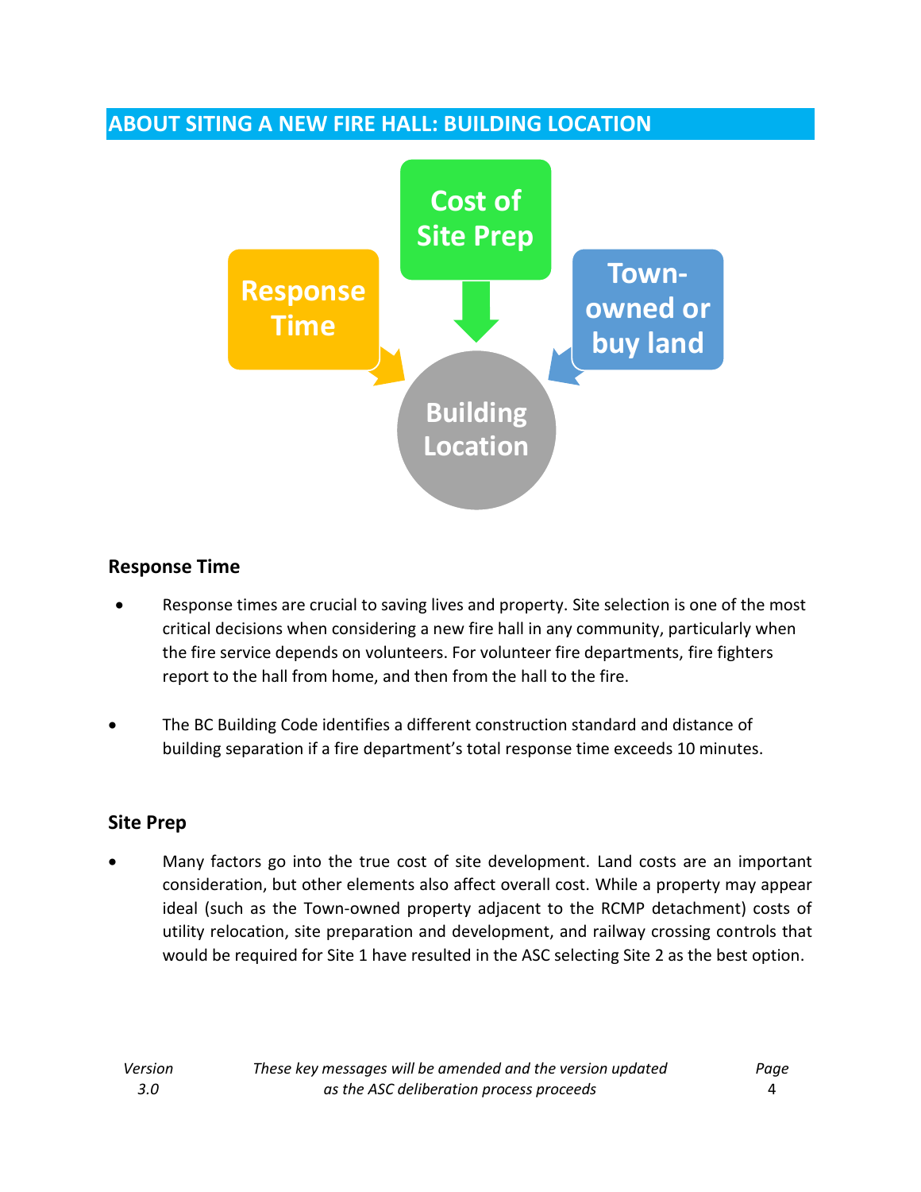## ABOUT SITING A NEW FIRE HALL: BUILDING LOCATION

Response Time

Cost of Site Prep

Town-owned or buy land

Building Location

### Response Time

- Response times are crucial to saving lives and property. Site selection is one of the most critical decisions when considering a new fire hall in any community, particularly when the fire service depends on volunteers. For volunteer fire departments, fire fighters report to the hall from home, and then from the hall to the fire.

- The BC Building Code identifies a different construction standard and distance of building separation if a fire department's total response time exceeds 10 minutes.

### Site Prep

- Many factors go into the true cost of site development. Land costs are an important consideration, but other elements also affect overall cost. While a property may appear ideal (such as the Town-owned property adjacent to the RCMP detachment) costs of utility relocation, site preparation and development, and railway crossing controls that would be required for Site 1 have resulted in the ASC selecting Site 2 as the best option.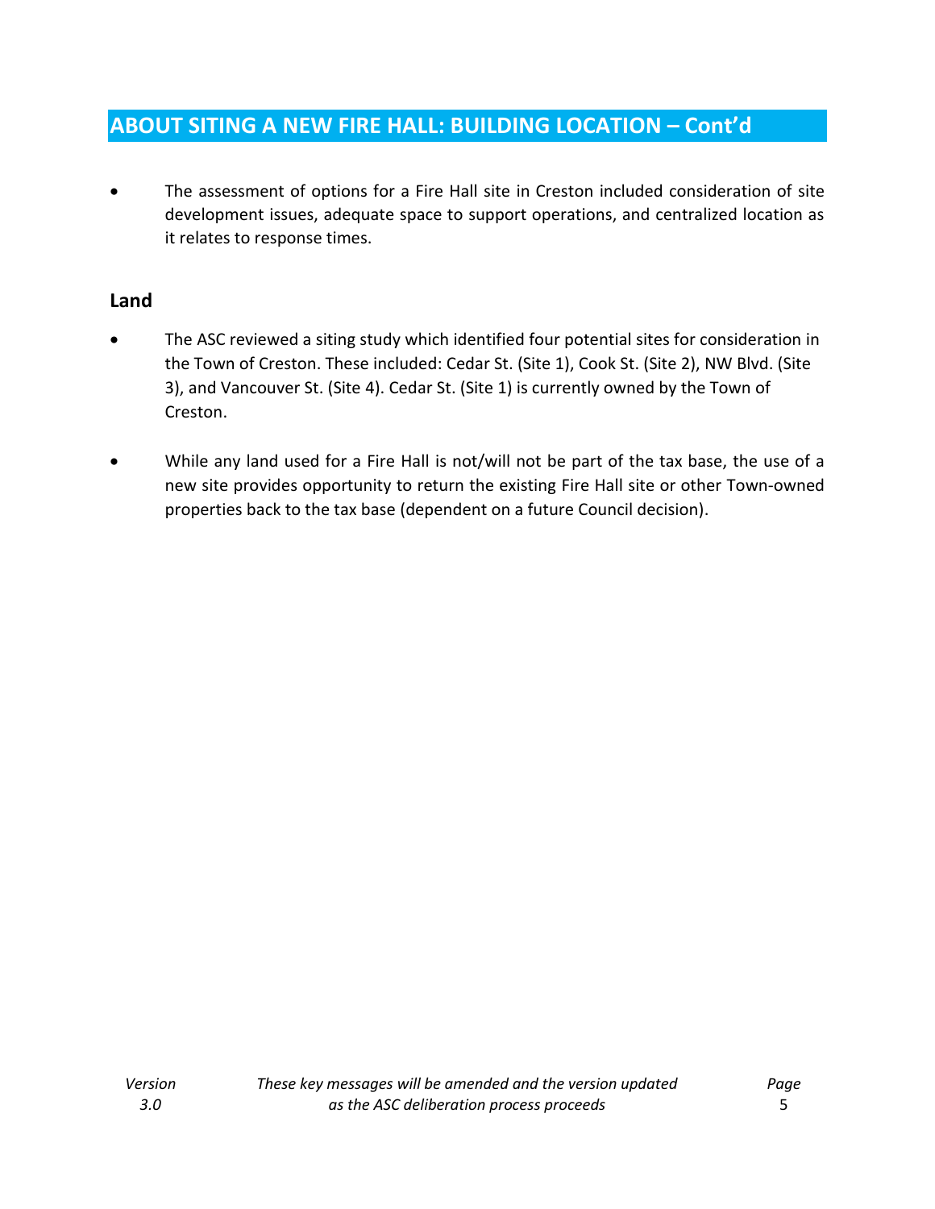## ABOUT SITING A NEW FIRE HALL: BUILDING LOCATION – Cont'd

- The assessment of options for a Fire Hall site in Creston included consideration of site development issues, adequate space to support operations, and centralized location as it relates to response times.

### Land

- The ASC reviewed a siting study which identified four potential sites for consideration in the Town of Creston. These included: Cedar St. (Site 1), Cook St. (Site 2), NW Blvd. (Site 3), and Vancouver St. (Site 4). Cedar St. (Site 1) is currently owned by the Town of Creston.

- While any land used for a Fire Hall is not/will not be part of the tax base, the use of a new site provides opportunity to return the existing Fire Hall site or other Town-owned properties back to the tax base (dependent on a future Council decision).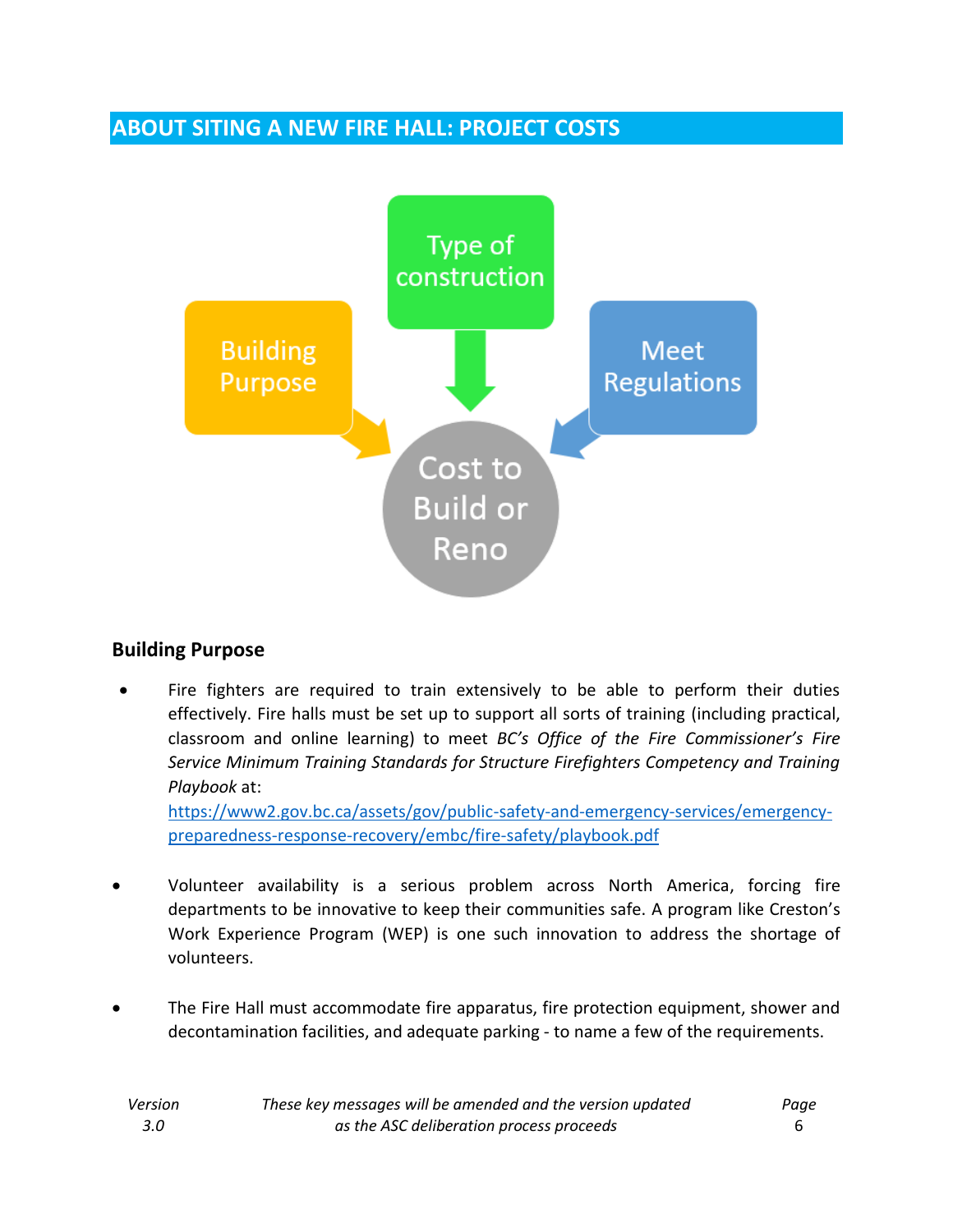## ABOUT SITING A NEW FIRE HALL: PROJECT COSTS

Building Purpose

Type of construction

Meet Regulations

Cost to Build or Reno

### Building Purpose

- Fire fighters are required to train extensively to be able to perform their duties effectively. Fire halls must be set up to support all sorts of training (including practical, classroom and online learning) to meet *BC's Office of the Fire Commissioner's Fire Service Minimum Training Standards for Structure Firefighters Competency and Training Playbook* at: https://www2.gov.bc.ca/assets/gov/public-safety-and-emergency-services/emergency-preparedness-response-recovery/embc/fire-safety/playbook.pdf

- Volunteer availability is a serious problem across North America, forcing fire departments to be innovative to keep their communities safe. A program like Creston's Work Experience Program (WEP) is one such innovation to address the shortage of volunteers.

- The Fire Hall must accommodate fire apparatus, fire protection equipment, shower and decontamination facilities, and adequate parking - to name a few of the requirements.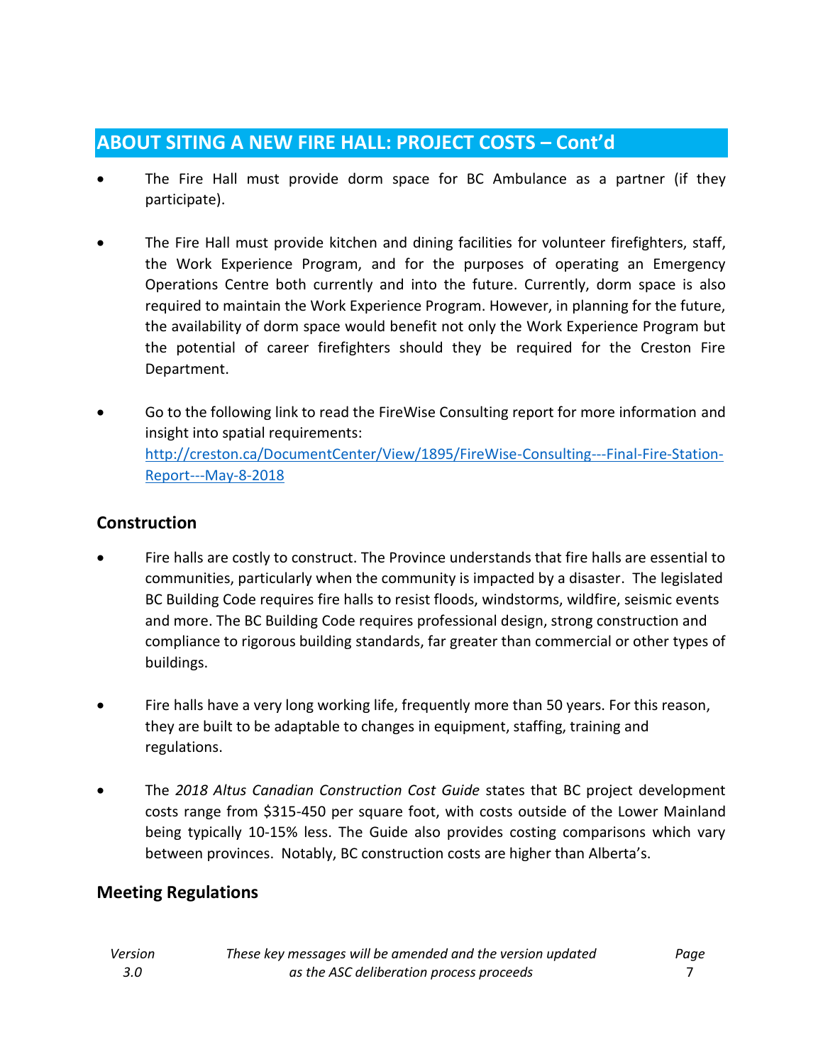## ABOUT SITING A NEW FIRE HALL: PROJECT COSTS – Cont'd

- The Fire Hall must provide dorm space for BC Ambulance as a partner (if they participate).

- The Fire Hall must provide kitchen and dining facilities for volunteer firefighters, staff, the Work Experience Program, and for the purposes of operating an Emergency Operations Centre both currently and into the future. Currently, dorm space is also required to maintain the Work Experience Program. However, in planning for the future, the availability of dorm space would benefit not only the Work Experience Program but the potential of career firefighters should they be required for the Creston Fire Department.

- Go to the following link to read the FireWise Consulting report for more information and insight into spatial requirements: [http://creston.ca/DocumentCenter/View/1895/FireWise-Consulting---Final-Fire-Station-Report---May-8-2018](http://creston.ca/DocumentCenter/View/1895/FireWise-Consulting---Final-Fire-Station-Report---May-8-2018)

### Construction

- Fire halls are costly to construct. The Province understands that fire halls are essential to communities, particularly when the community is impacted by a disaster. The legislated BC Building Code requires fire halls to resist floods, windstorms, wildfire, seismic events and more. The BC Building Code requires professional design, strong construction and compliance to rigorous building standards, far greater than commercial or other types of buildings.

- Fire halls have a very long working life, frequently more than 50 years. For this reason, they are built to be adaptable to changes in equipment, staffing, training and regulations.

- The *2018 Altus Canadian Construction Cost Guide* states that BC project development costs range from $315-450 per square foot, with costs outside of the Lower Mainland being typically 10-15% less. The Guide also provides costing comparisons which vary between provinces. Notably, BC construction costs are higher than Alberta's.

### Meeting Regulations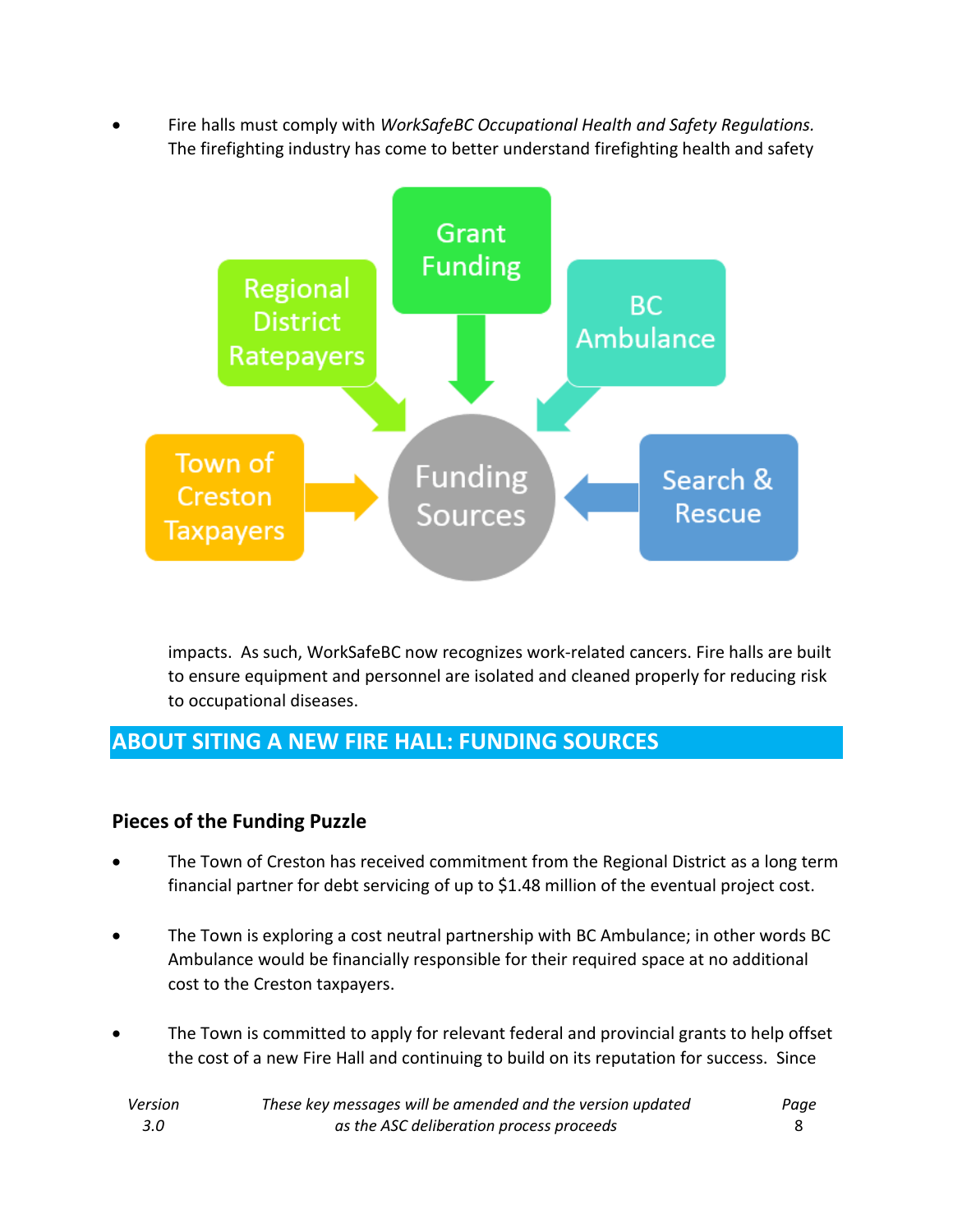- Fire halls must comply with *WorkSafeBC Occupational Health and Safety Regulations.* The firefighting industry has come to better understand firefighting health and safety impacts. As such, WorkSafeBC now recognizes work-related cancers. Fire halls are built to ensure equipment and personnel are isolated and cleaned properly for reducing risk to occupational diseases.

## ABOUT SITING A NEW FIRE HALL: FUNDING SOURCES

### Pieces of the Funding Puzzle

- The Town of Creston has received commitment from the Regional District as a long term financial partner for debt servicing of up to $1.48 million of the eventual project cost.

- The Town is exploring a cost neutral partnership with BC Ambulance; in other words BC Ambulance would be financially responsible for their required space at no additional cost to the Creston taxpayers.

- The Town is committed to apply for relevant federal and provincial grants to help offset the cost of a new Fire Hall and continuing to build on its reputation for success. Since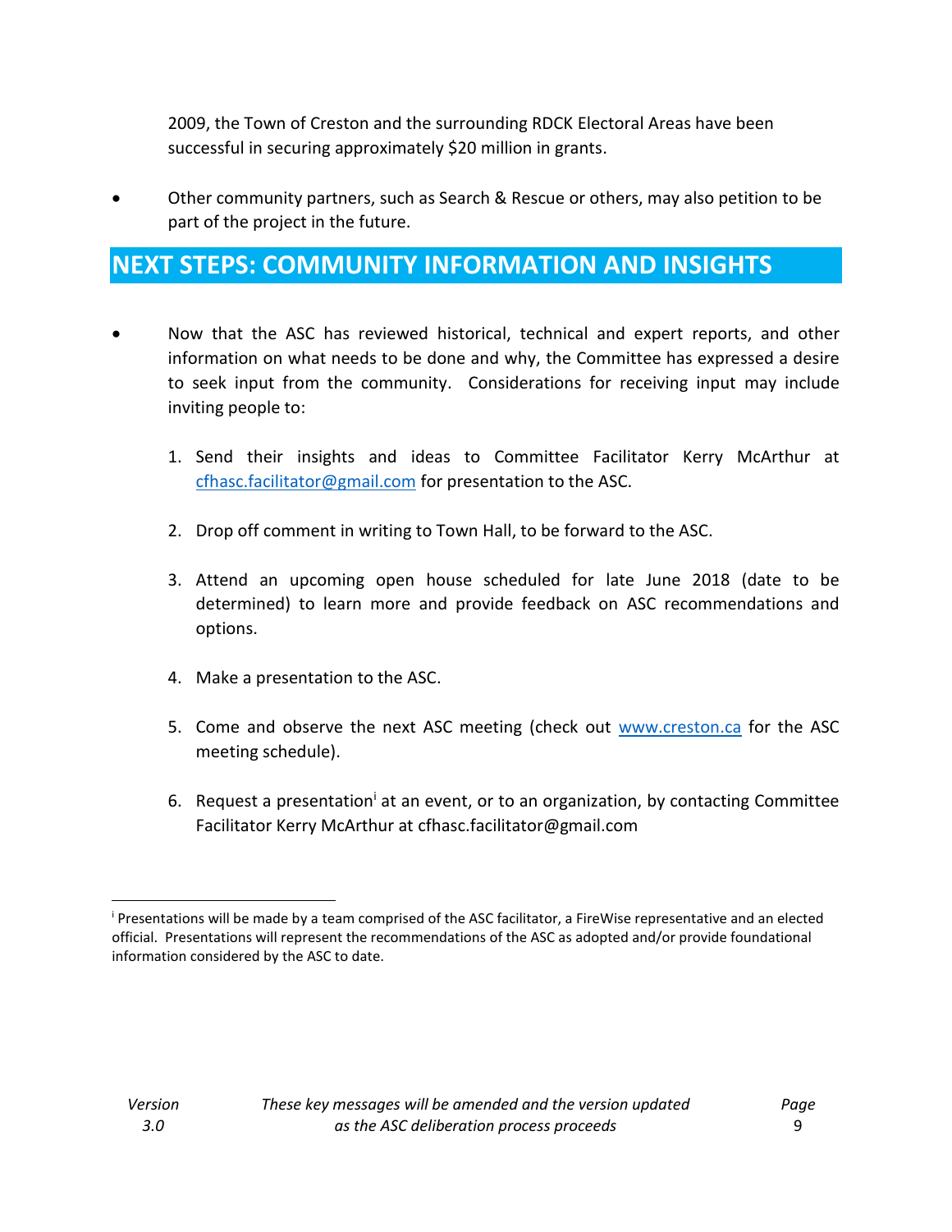2009, the Town of Creston and the surrounding RDCK Electoral Areas have been successful in securing approximately $20 million in grants.

- Other community partners, such as Search & Rescue or others, may also petition to be part of the project in the future.

## NEXT STEPS: COMMUNITY INFORMATION AND INSIGHTS

- Now that the ASC has reviewed historical, technical and expert reports, and other information on what needs to be done and why, the Committee has expressed a desire to seek input from the community. Considerations for receiving input may include inviting people to:

  1. Send their insights and ideas to Committee Facilitator Kerry McArthur at cfhasc.facilitator@gmail.com for presentation to the ASC.

  2. Drop off comment in writing to Town Hall, to be forward to the ASC.

  3. Attend an upcoming open house scheduled for late June 2018 (date to be determined) to learn more and provide feedback on ASC recommendations and options.

  4. Make a presentation to the ASC.

  5. Come and observe the next ASC meeting (check out www.creston.ca for the ASC meeting schedule).

  6. Request a presentation[i] at an event, or to an organization, by contacting Committee Facilitator Kerry McArthur at cfhasc.facilitator@gmail.com

---

[i] Presentations will be made by a team comprised of the ASC facilitator, a FireWise representative and an elected official. Presentations will represent the recommendations of the ASC as adopted and/or provide foundational information considered by the ASC to date.

*Version 3.0* | *These key messages will be amended and the version updated as the ASC deliberation process proceeds*